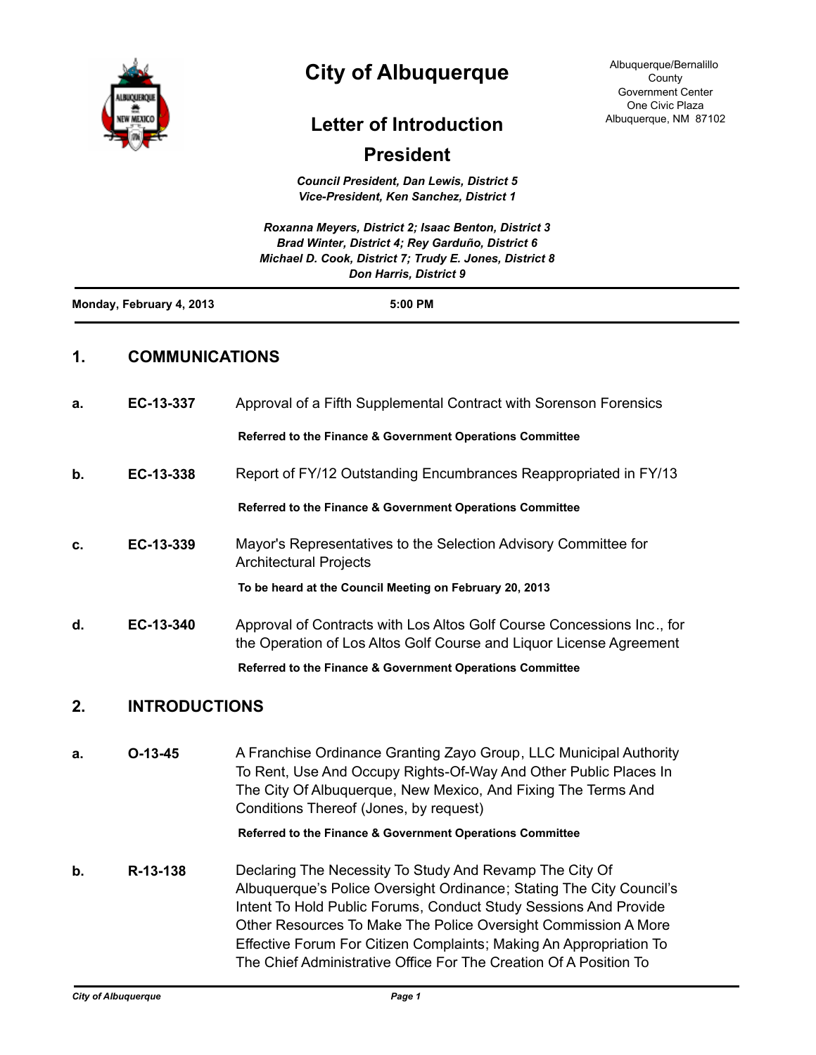# City of Albuquerque

Albuquerque/Bernalillo County
Government Center
One Civic Plaza
Albuquerque, NM 87102

## Letter of Introduction

## President

*Council President, Dan Lewis, District 5*
*Vice-President, Ken Sanchez, District 1*

*Roxanna Meyers, District 2; Isaac Benton, District 3*
*Brad Winter, District 4; Rey Garduño, District 6*
*Michael D. Cook, District 7; Trudy E. Jones, District 8*
*Don Harris, District 9*

**Monday, February 4, 2013** **5:00 PM**

## 1. COMMUNICATIONS

**a.** **EC-13-337** Approval of a Fifth Supplemental Contract with Sorenson Forensics

**Referred to the Finance & Government Operations Committee**

**b.** **EC-13-338** Report of FY/12 Outstanding Encumbrances Reappropriated in FY/13

**Referred to the Finance & Government Operations Committee**

**c.** **EC-13-339** Mayor's Representatives to the Selection Advisory Committee for Architectural Projects

**To be heard at the Council Meeting on February 20, 2013**

**d.** **EC-13-340** Approval of Contracts with Los Altos Golf Course Concessions Inc., for the Operation of Los Altos Golf Course and Liquor License Agreement

**Referred to the Finance & Government Operations Committee**

## 2. INTRODUCTIONS

**a.** **O-13-45** A Franchise Ordinance Granting Zayo Group, LLC Municipal Authority To Rent, Use And Occupy Rights-Of-Way And Other Public Places In The City Of Albuquerque, New Mexico, And Fixing The Terms And Conditions Thereof (Jones, by request)

**Referred to the Finance & Government Operations Committee**

**b.** **R-13-138** Declaring The Necessity To Study And Revamp The City Of Albuquerque's Police Oversight Ordinance; Stating The City Council's Intent To Hold Public Forums, Conduct Study Sessions And Provide Other Resources To Make The Police Oversight Commission A More Effective Forum For Citizen Complaints; Making An Appropriation To The Chief Administrative Office For The Creation Of A Position To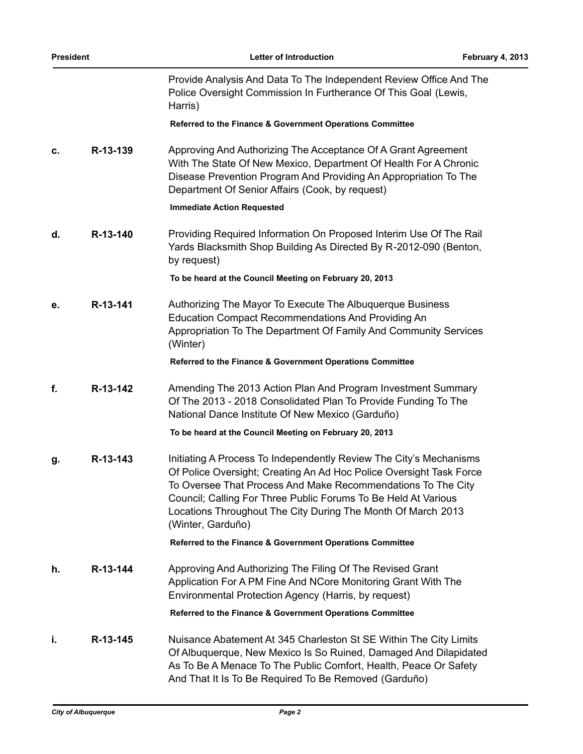Provide Analysis And Data To The Independent Review Office And The Police Oversight Commission In Furtherance Of This Goal (Lewis, Harris)

**Referred to the Finance & Government Operations Committee**

**c.** **R-13-139** Approving And Authorizing The Acceptance Of A Grant Agreement With The State Of New Mexico, Department Of Health For A Chronic Disease Prevention Program And Providing An Appropriation To The Department Of Senior Affairs (Cook, by request)

**Immediate Action Requested**

**d.** **R-13-140** Providing Required Information On Proposed Interim Use Of The Rail Yards Blacksmith Shop Building As Directed By R-2012-090 (Benton, by request)

**To be heard at the Council Meeting on February 20, 2013**

**e.** **R-13-141** Authorizing The Mayor To Execute The Albuquerque Business Education Compact Recommendations And Providing An Appropriation To The Department Of Family And Community Services (Winter)

**Referred to the Finance & Government Operations Committee**

**f.** **R-13-142** Amending The 2013 Action Plan And Program Investment Summary Of The 2013 - 2018 Consolidated Plan To Provide Funding To The National Dance Institute Of New Mexico (Garduño)

**To be heard at the Council Meeting on February 20, 2013**

**g.** **R-13-143** Initiating A Process To Independently Review The City's Mechanisms Of Police Oversight; Creating An Ad Hoc Police Oversight Task Force To Oversee That Process And Make Recommendations To The City Council; Calling For Three Public Forums To Be Held At Various Locations Throughout The City During The Month Of March 2013 (Winter, Garduño)

**Referred to the Finance & Government Operations Committee**

**h.** **R-13-144** Approving And Authorizing The Filing Of The Revised Grant Application For A PM Fine And NCore Monitoring Grant With The Environmental Protection Agency (Harris, by request)

**Referred to the Finance & Government Operations Committee**

**i.** **R-13-145** Nuisance Abatement At 345 Charleston St SE Within The City Limits Of Albuquerque, New Mexico Is So Ruined, Damaged And Dilapidated As To Be A Menace To The Public Comfort, Health, Peace Or Safety And That It Is To Be Required To Be Removed (Garduño)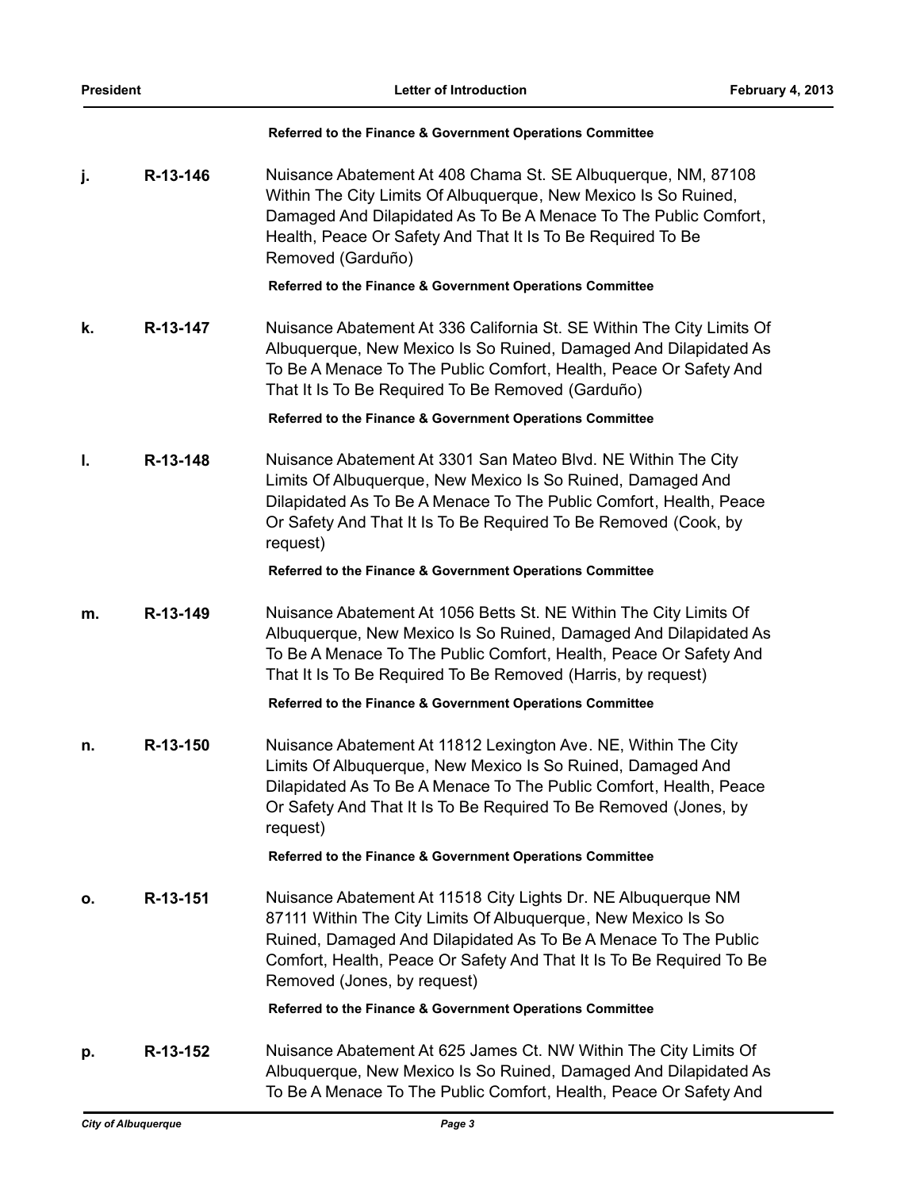**Referred to the Finance & Government Operations Committee**

**j.** **R-13-146** Nuisance Abatement At 408 Chama St. SE Albuquerque, NM, 87108 Within The City Limits Of Albuquerque, New Mexico Is So Ruined, Damaged And Dilapidated As To Be A Menace To The Public Comfort, Health, Peace Or Safety And That It Is To Be Required To Be Removed (Garduño)

**Referred to the Finance & Government Operations Committee**

**k.** **R-13-147** Nuisance Abatement At 336 California St. SE Within The City Limits Of Albuquerque, New Mexico Is So Ruined, Damaged And Dilapidated As To Be A Menace To The Public Comfort, Health, Peace Or Safety And That It Is To Be Required To Be Removed (Garduño)

**Referred to the Finance & Government Operations Committee**

**l.** **R-13-148** Nuisance Abatement At 3301 San Mateo Blvd. NE Within The City Limits Of Albuquerque, New Mexico Is So Ruined, Damaged And Dilapidated As To Be A Menace To The Public Comfort, Health, Peace Or Safety And That It Is To Be Required To Be Removed (Cook, by request)

**Referred to the Finance & Government Operations Committee**

**m.** **R-13-149** Nuisance Abatement At 1056 Betts St. NE Within The City Limits Of Albuquerque, New Mexico Is So Ruined, Damaged And Dilapidated As To Be A Menace To The Public Comfort, Health, Peace Or Safety And That It Is To Be Required To Be Removed (Harris, by request)

**Referred to the Finance & Government Operations Committee**

**n.** **R-13-150** Nuisance Abatement At 11812 Lexington Ave. NE, Within The City Limits Of Albuquerque, New Mexico Is So Ruined, Damaged And Dilapidated As To Be A Menace To The Public Comfort, Health, Peace Or Safety And That It Is To Be Required To Be Removed (Jones, by request)

**Referred to the Finance & Government Operations Committee**

**o.** **R-13-151** Nuisance Abatement At 11518 City Lights Dr. NE Albuquerque NM 87111 Within The City Limits Of Albuquerque, New Mexico Is So Ruined, Damaged And Dilapidated As To Be A Menace To The Public Comfort, Health, Peace Or Safety And That It Is To Be Required To Be Removed (Jones, by request)

**Referred to the Finance & Government Operations Committee**

**p.** **R-13-152** Nuisance Abatement At 625 James Ct. NW Within The City Limits Of Albuquerque, New Mexico Is So Ruined, Damaged And Dilapidated As To Be A Menace To The Public Comfort, Health, Peace Or Safety And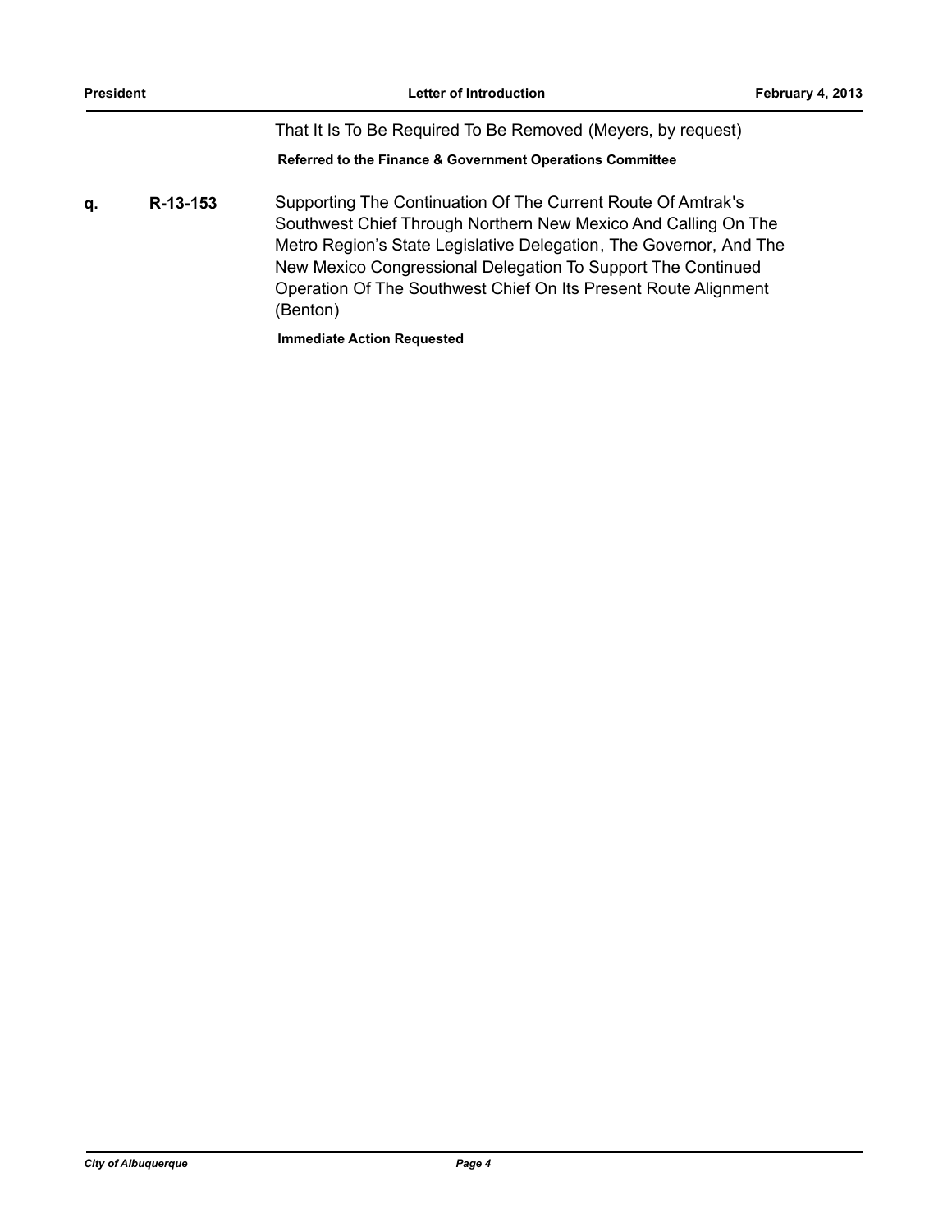That It Is To Be Required To Be Removed (Meyers, by request)

**Referred to the Finance & Government Operations Committee**

**q.** **R-13-153** Supporting The Continuation Of The Current Route Of Amtrak's Southwest Chief Through Northern New Mexico And Calling On The Metro Region's State Legislative Delegation, The Governor, And The New Mexico Congressional Delegation To Support The Continued Operation Of The Southwest Chief On Its Present Route Alignment (Benton)

**Immediate Action Requested**